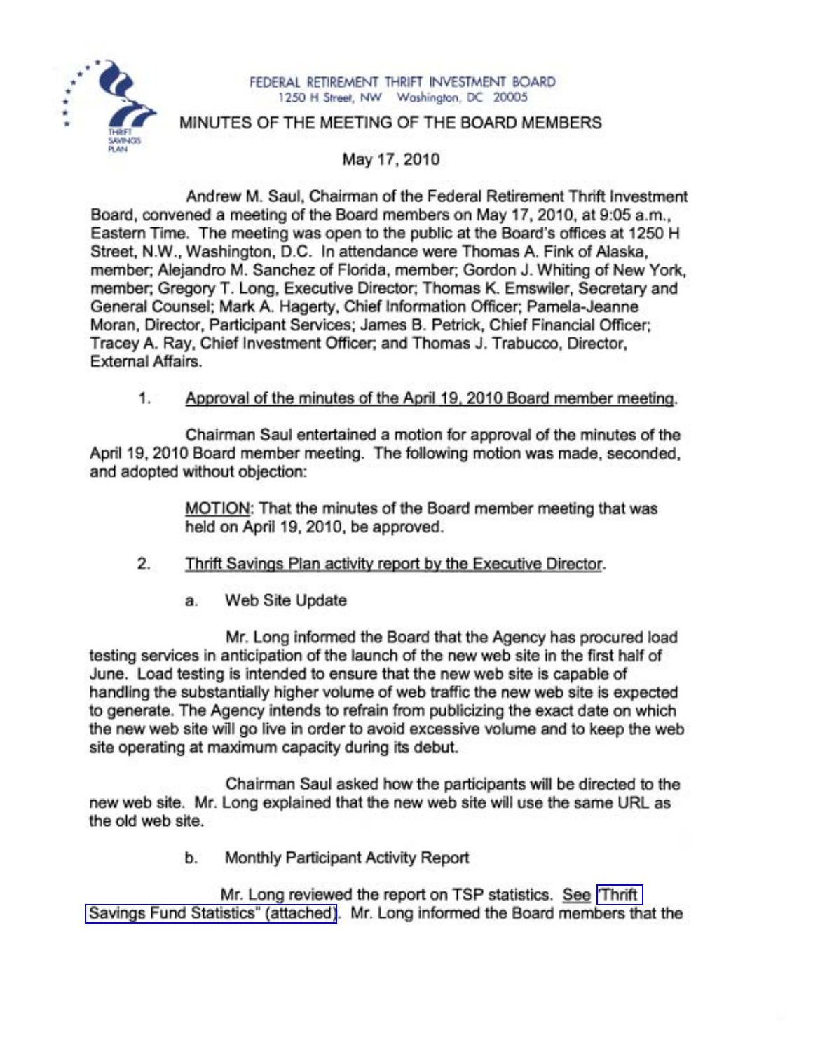FEDERAL RETIREMENT THRIFT INVESTMENT BOARD
1250 H Street, NW Washington, DC 20005

# MINUTES OF THE MEETING OF THE BOARD MEMBERS

May 17, 2010

Andrew M. Saul, Chairman of the Federal Retirement Thrift Investment Board, convened a meeting of the Board members on May 17, 2010, at 9:05 a.m., Eastern Time. The meeting was open to the public at the Board's offices at 1250 H Street, N.W., Washington, D.C. In attendance were Thomas A. Fink of Alaska, member; Alejandro M. Sanchez of Florida, member; Gordon J. Whiting of New York, member; Gregory T. Long, Executive Director; Thomas K. Emswiler, Secretary and General Counsel; Mark A. Hagerty, Chief Information Officer; Pamela-Jeanne Moran, Director, Participant Services; James B. Petrick, Chief Financial Officer; Tracey A. Ray, Chief Investment Officer; and Thomas J. Trabucco, Director, External Affairs.

1. Approval of the minutes of the April 19, 2010 Board member meeting.

Chairman Saul entertained a motion for approval of the minutes of the April 19, 2010 Board member meeting. The following motion was made, seconded, and adopted without objection:

> MOTION: That the minutes of the Board member meeting that was held on April 19, 2010, be approved.

2. Thrift Savings Plan activity report by the Executive Director.

   a. Web Site Update

Mr. Long informed the Board that the Agency has procured load testing services in anticipation of the launch of the new web site in the first half of June. Load testing is intended to ensure that the new web site is capable of handling the substantially higher volume of web traffic the new web site is expected to generate. The Agency intends to refrain from publicizing the exact date on which the new web site will go live in order to avoid excessive volume and to keep the web site operating at maximum capacity during its debut.

Chairman Saul asked how the participants will be directed to the new web site. Mr. Long explained that the new web site will use the same URL as the old web site.

   b. Monthly Participant Activity Report

Mr. Long reviewed the report on TSP statistics. See "Thrift Savings Fund Statistics" (attached). Mr. Long informed the Board members that the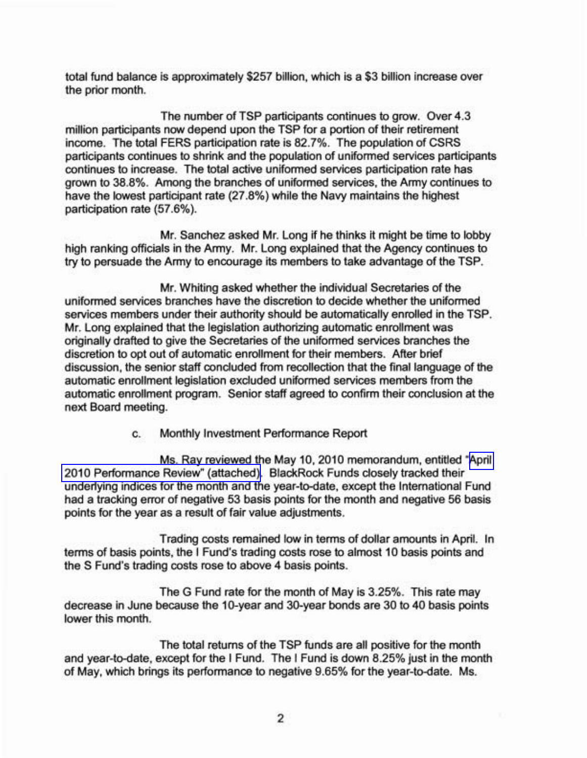total fund balance is approximately $257 billion, which is a $3 billion increase over the prior month.

The number of TSP participants continues to grow. Over 4.3 million participants now depend upon the TSP for a portion of their retirement income. The total FERS participation rate is 82.7%. The population of CSRS participants continues to shrink and the population of uniformed services participants continues to increase. The total active uniformed services participation rate has grown to 38.8%. Among the branches of uniformed services, the Army continues to have the lowest participant rate (27.8%) while the Navy maintains the highest participation rate (57.6%).

Mr. Sanchez asked Mr. Long if he thinks it might be time to lobby high ranking officials in the Army. Mr. Long explained that the Agency continues to try to persuade the Army to encourage its members to take advantage of the TSP.

Mr. Whiting asked whether the individual Secretaries of the uniformed services branches have the discretion to decide whether the uniformed services members under their authority should be automatically enrolled in the TSP. Mr. Long explained that the legislation authorizing automatic enrollment was originally drafted to give the Secretaries of the uniformed services branches the discretion to opt out of automatic enrollment for their members. After brief discussion, the senior staff concluded from recollection that the final language of the automatic enrollment legislation excluded uniformed services members from the automatic enrollment program. Senior staff agreed to confirm their conclusion at the next Board meeting.

c. Monthly Investment Performance Report

Ms. Ray reviewed the May 10, 2010 memorandum, entitled "April 2010 Performance Review" (attached). BlackRock Funds closely tracked their underlying indices for the month and the year-to-date, except the International Fund had a tracking error of negative 53 basis points for the month and negative 56 basis points for the year as a result of fair value adjustments.

Trading costs remained low in terms of dollar amounts in April. In terms of basis points, the I Fund's trading costs rose to almost 10 basis points and the S Fund's trading costs rose to above 4 basis points.

The G Fund rate for the month of May is 3.25%. This rate may decrease in June because the 10-year and 30-year bonds are 30 to 40 basis points lower this month.

The total returns of the TSP funds are all positive for the month and year-to-date, except for the I Fund. The I Fund is down 8.25% just in the month of May, which brings its performance to negative 9.65% for the year-to-date. Ms.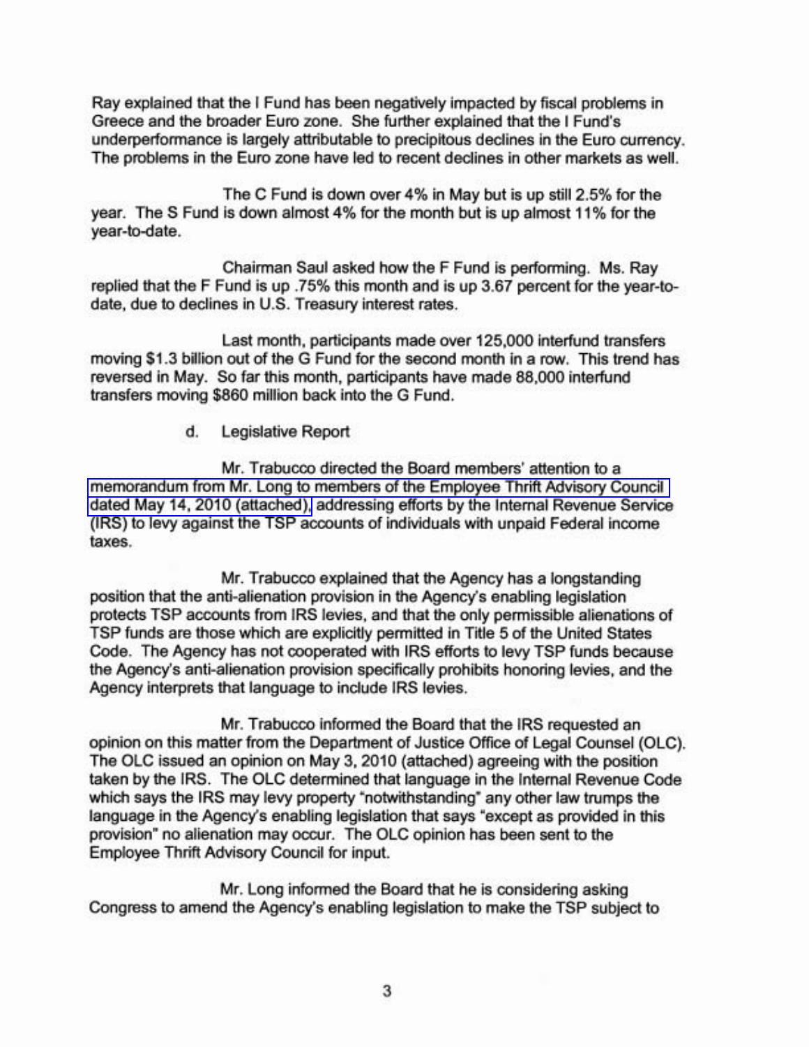Ray explained that the I Fund has been negatively impacted by fiscal problems in Greece and the broader Euro zone. She further explained that the I Fund's underperformance is largely attributable to precipitous declines in the Euro currency. The problems in the Euro zone have led to recent declines in other markets as well.

The C Fund is down over 4% in May but is up still 2.5% for the year. The S Fund is down almost 4% for the month but is up almost 11% for the year-to-date.

Chairman Saul asked how the F Fund is performing. Ms. Ray replied that the F Fund is up .75% this month and is up 3.67 percent for the year-to-date, due to declines in U.S. Treasury interest rates.

Last month, participants made over 125,000 interfund transfers moving $1.3 billion out of the G Fund for the second month in a row. This trend has reversed in May. So far this month, participants have made 88,000 interfund transfers moving $860 million back into the G Fund.

d. Legislative Report

Mr. Trabucco directed the Board members' attention to a memorandum from Mr. Long to members of the Employee Thrift Advisory Council dated May 14, 2010 (attached), addressing efforts by the Internal Revenue Service (IRS) to levy against the TSP accounts of individuals with unpaid Federal income taxes.

Mr. Trabucco explained that the Agency has a longstanding position that the anti-alienation provision in the Agency's enabling legislation protects TSP accounts from IRS levies, and that the only permissible alienations of TSP funds are those which are explicitly permitted in Title 5 of the United States Code. The Agency has not cooperated with IRS efforts to levy TSP funds because the Agency's anti-alienation provision specifically prohibits honoring levies, and the Agency interprets that language to include IRS levies.

Mr. Trabucco informed the Board that the IRS requested an opinion on this matter from the Department of Justice Office of Legal Counsel (OLC). The OLC issued an opinion on May 3, 2010 (attached) agreeing with the position taken by the IRS. The OLC determined that language in the Internal Revenue Code which says the IRS may levy property "notwithstanding" any other law trumps the language in the Agency's enabling legislation that says "except as provided in this provision" no alienation may occur. The OLC opinion has been sent to the Employee Thrift Advisory Council for input.

Mr. Long informed the Board that he is considering asking Congress to amend the Agency's enabling legislation to make the TSP subject to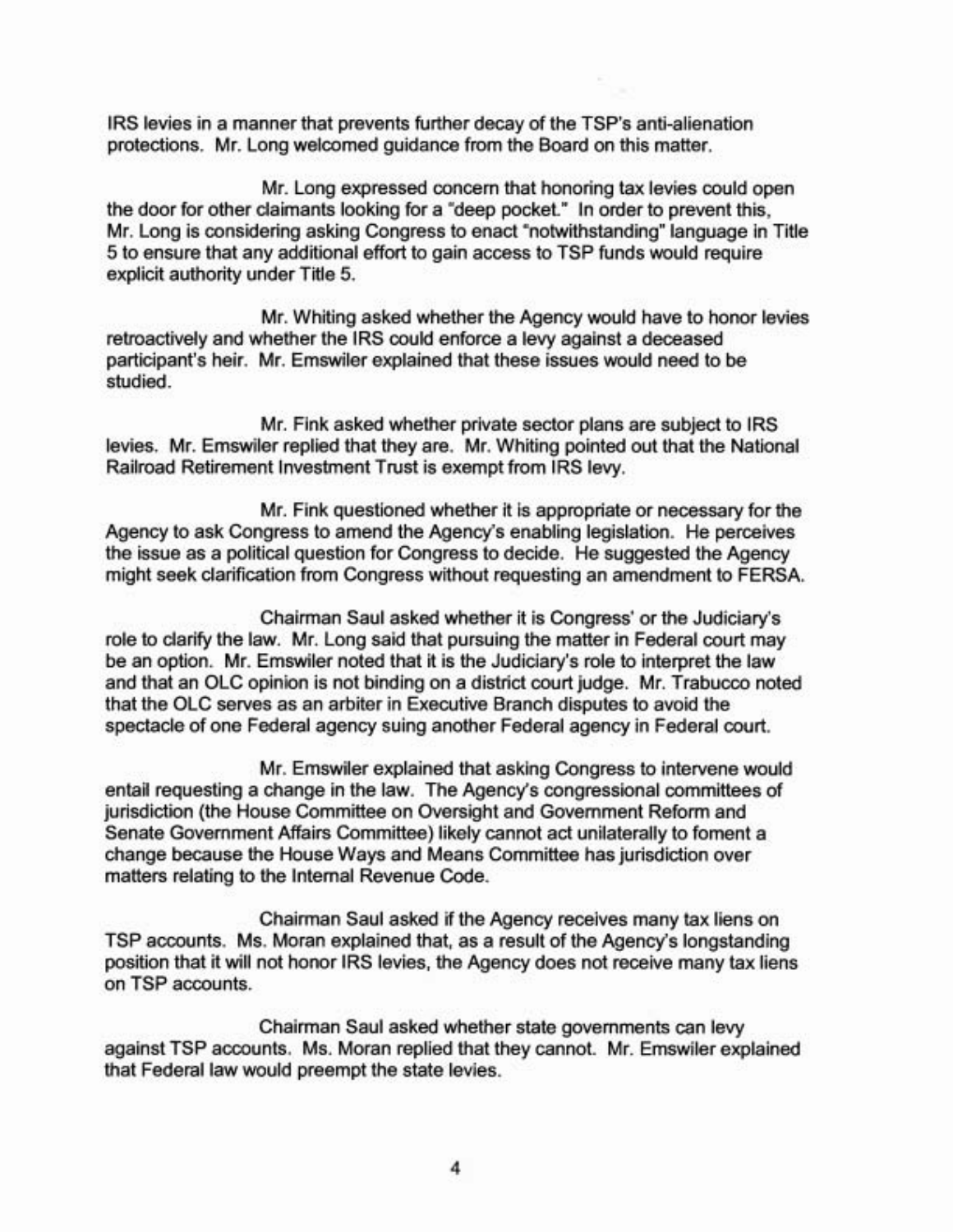IRS levies in a manner that prevents further decay of the TSP's anti-alienation protections. Mr. Long welcomed guidance from the Board on this matter.

Mr. Long expressed concern that honoring tax levies could open the door for other claimants looking for a "deep pocket." In order to prevent this, Mr. Long is considering asking Congress to enact "notwithstanding" language in Title 5 to ensure that any additional effort to gain access to TSP funds would require explicit authority under Title 5.

Mr. Whiting asked whether the Agency would have to honor levies retroactively and whether the IRS could enforce a levy against a deceased participant's heir. Mr. Emswiler explained that these issues would need to be studied.

Mr. Fink asked whether private sector plans are subject to IRS levies. Mr. Emswiler replied that they are. Mr. Whiting pointed out that the National Railroad Retirement Investment Trust is exempt from IRS levy.

Mr. Fink questioned whether it is appropriate or necessary for the Agency to ask Congress to amend the Agency's enabling legislation. He perceives the issue as a political question for Congress to decide. He suggested the Agency might seek clarification from Congress without requesting an amendment to FERSA.

Chairman Saul asked whether it is Congress' or the Judiciary's role to clarify the law. Mr. Long said that pursuing the matter in Federal court may be an option. Mr. Emswiler noted that it is the Judiciary's role to interpret the law and that an OLC opinion is not binding on a district court judge. Mr. Trabucco noted that the OLC serves as an arbiter in Executive Branch disputes to avoid the spectacle of one Federal agency suing another Federal agency in Federal court.

Mr. Emswiler explained that asking Congress to intervene would entail requesting a change in the law. The Agency's congressional committees of jurisdiction (the House Committee on Oversight and Government Reform and Senate Government Affairs Committee) likely cannot act unilaterally to foment a change because the House Ways and Means Committee has jurisdiction over matters relating to the Internal Revenue Code.

Chairman Saul asked if the Agency receives many tax liens on TSP accounts. Ms. Moran explained that, as a result of the Agency's longstanding position that it will not honor IRS levies, the Agency does not receive many tax liens on TSP accounts.

Chairman Saul asked whether state governments can levy against TSP accounts. Ms. Moran replied that they cannot. Mr. Emswiler explained that Federal law would preempt the state levies.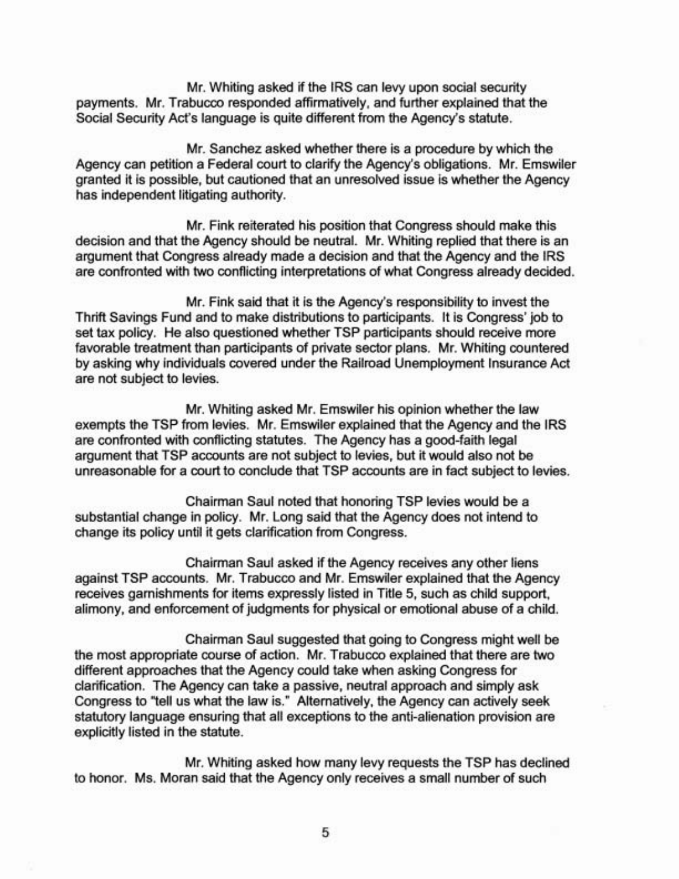Mr. Whiting asked if the IRS can levy upon social security payments. Mr. Trabucco responded affirmatively, and further explained that the Social Security Act's language is quite different from the Agency's statute.

Mr. Sanchez asked whether there is a procedure by which the Agency can petition a Federal court to clarify the Agency's obligations. Mr. Emswiler granted it is possible, but cautioned that an unresolved issue is whether the Agency has independent litigating authority.

Mr. Fink reiterated his position that Congress should make this decision and that the Agency should be neutral. Mr. Whiting replied that there is an argument that Congress already made a decision and that the Agency and the IRS are confronted with two conflicting interpretations of what Congress already decided.

Mr. Fink said that it is the Agency's responsibility to invest the Thrift Savings Fund and to make distributions to participants. It is Congress' job to set tax policy. He also questioned whether TSP participants should receive more favorable treatment than participants of private sector plans. Mr. Whiting countered by asking why individuals covered under the Railroad Unemployment Insurance Act are not subject to levies.

Mr. Whiting asked Mr. Emswiler his opinion whether the law exempts the TSP from levies. Mr. Emswiler explained that the Agency and the IRS are confronted with conflicting statutes. The Agency has a good-faith legal argument that TSP accounts are not subject to levies, but it would also not be unreasonable for a court to conclude that TSP accounts are in fact subject to levies.

Chairman Saul noted that honoring TSP levies would be a substantial change in policy. Mr. Long said that the Agency does not intend to change its policy until it gets clarification from Congress.

Chairman Saul asked if the Agency receives any other liens against TSP accounts. Mr. Trabucco and Mr. Emswiler explained that the Agency receives garnishments for items expressly listed in Title 5, such as child support, alimony, and enforcement of judgments for physical or emotional abuse of a child.

Chairman Saul suggested that going to Congress might well be the most appropriate course of action. Mr. Trabucco explained that there are two different approaches that the Agency could take when asking Congress for clarification. The Agency can take a passive, neutral approach and simply ask Congress to "tell us what the law is." Alternatively, the Agency can actively seek statutory language ensuring that all exceptions to the anti-alienation provision are explicitly listed in the statute.

Mr. Whiting asked how many levy requests the TSP has declined to honor. Ms. Moran said that the Agency only receives a small number of such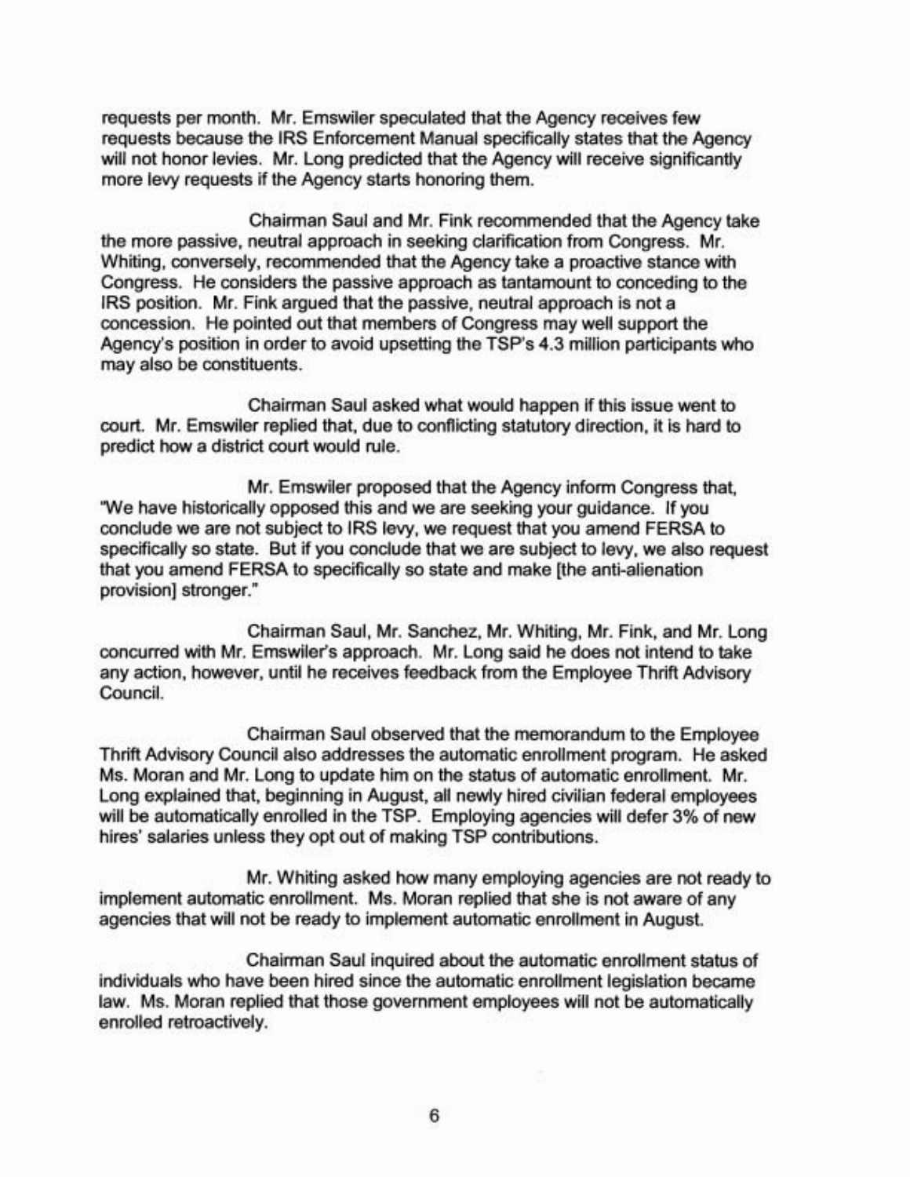requests per month. Mr. Emswiler speculated that the Agency receives few requests because the IRS Enforcement Manual specifically states that the Agency will not honor levies. Mr. Long predicted that the Agency will receive significantly more levy requests if the Agency starts honoring them.

Chairman Saul and Mr. Fink recommended that the Agency take the more passive, neutral approach in seeking clarification from Congress. Mr. Whiting, conversely, recommended that the Agency take a proactive stance with Congress. He considers the passive approach as tantamount to conceding to the IRS position. Mr. Fink argued that the passive, neutral approach is not a concession. He pointed out that members of Congress may well support the Agency's position in order to avoid upsetting the TSP's 4.3 million participants who may also be constituents.

Chairman Saul asked what would happen if this issue went to court. Mr. Emswiler replied that, due to conflicting statutory direction, it is hard to predict how a district court would rule.

Mr. Emswiler proposed that the Agency inform Congress that, "We have historically opposed this and we are seeking your guidance. If you conclude we are not subject to IRS levy, we request that you amend FERSA to specifically so state. But if you conclude that we are subject to levy, we also request that you amend FERSA to specifically so state and make [the anti-alienation provision] stronger."

Chairman Saul, Mr. Sanchez, Mr. Whiting, Mr. Fink, and Mr. Long concurred with Mr. Emswiler's approach. Mr. Long said he does not intend to take any action, however, until he receives feedback from the Employee Thrift Advisory Council.

Chairman Saul observed that the memorandum to the Employee Thrift Advisory Council also addresses the automatic enrollment program. He asked Ms. Moran and Mr. Long to update him on the status of automatic enrollment. Mr. Long explained that, beginning in August, all newly hired civilian federal employees will be automatically enrolled in the TSP. Employing agencies will defer 3% of new hires' salaries unless they opt out of making TSP contributions.

Mr. Whiting asked how many employing agencies are not ready to implement automatic enrollment. Ms. Moran replied that she is not aware of any agencies that will not be ready to implement automatic enrollment in August.

Chairman Saul inquired about the automatic enrollment status of individuals who have been hired since the automatic enrollment legislation became law. Ms. Moran replied that those government employees will not be automatically enrolled retroactively.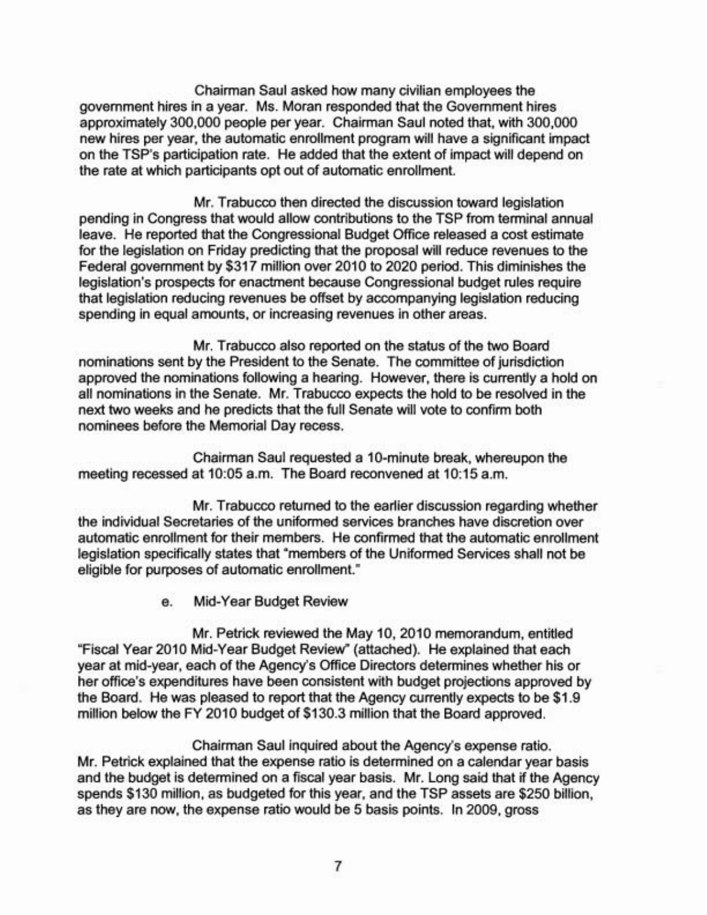Chairman Saul asked how many civilian employees the government hires in a year. Ms. Moran responded that the Government hires approximately 300,000 people per year. Chairman Saul noted that, with 300,000 new hires per year, the automatic enrollment program will have a significant impact on the TSP's participation rate. He added that the extent of impact will depend on the rate at which participants opt out of automatic enrollment.

Mr. Trabucco then directed the discussion toward legislation pending in Congress that would allow contributions to the TSP from terminal annual leave. He reported that the Congressional Budget Office released a cost estimate for the legislation on Friday predicting that the proposal will reduce revenues to the Federal government by $317 million over 2010 to 2020 period. This diminishes the legislation's prospects for enactment because Congressional budget rules require that legislation reducing revenues be offset by accompanying legislation reducing spending in equal amounts, or increasing revenues in other areas.

Mr. Trabucco also reported on the status of the two Board nominations sent by the President to the Senate. The committee of jurisdiction approved the nominations following a hearing. However, there is currently a hold on all nominations in the Senate. Mr. Trabucco expects the hold to be resolved in the next two weeks and he predicts that the full Senate will vote to confirm both nominees before the Memorial Day recess.

Chairman Saul requested a 10-minute break, whereupon the meeting recessed at 10:05 a.m. The Board reconvened at 10:15 a.m.

Mr. Trabucco returned to the earlier discussion regarding whether the individual Secretaries of the uniformed services branches have discretion over automatic enrollment for their members. He confirmed that the automatic enrollment legislation specifically states that "members of the Uniformed Services shall not be eligible for purposes of automatic enrollment."

e. Mid-Year Budget Review

Mr. Petrick reviewed the May 10, 2010 memorandum, entitled "Fiscal Year 2010 Mid-Year Budget Review" (attached). He explained that each year at mid-year, each of the Agency's Office Directors determines whether his or her office's expenditures have been consistent with budget projections approved by the Board. He was pleased to report that the Agency currently expects to be $1.9 million below the FY 2010 budget of $130.3 million that the Board approved.

Chairman Saul inquired about the Agency's expense ratio. Mr. Petrick explained that the expense ratio is determined on a calendar year basis and the budget is determined on a fiscal year basis. Mr. Long said that if the Agency spends $130 million, as budgeted for this year, and the TSP assets are $250 billion, as they are now, the expense ratio would be 5 basis points. In 2009, gross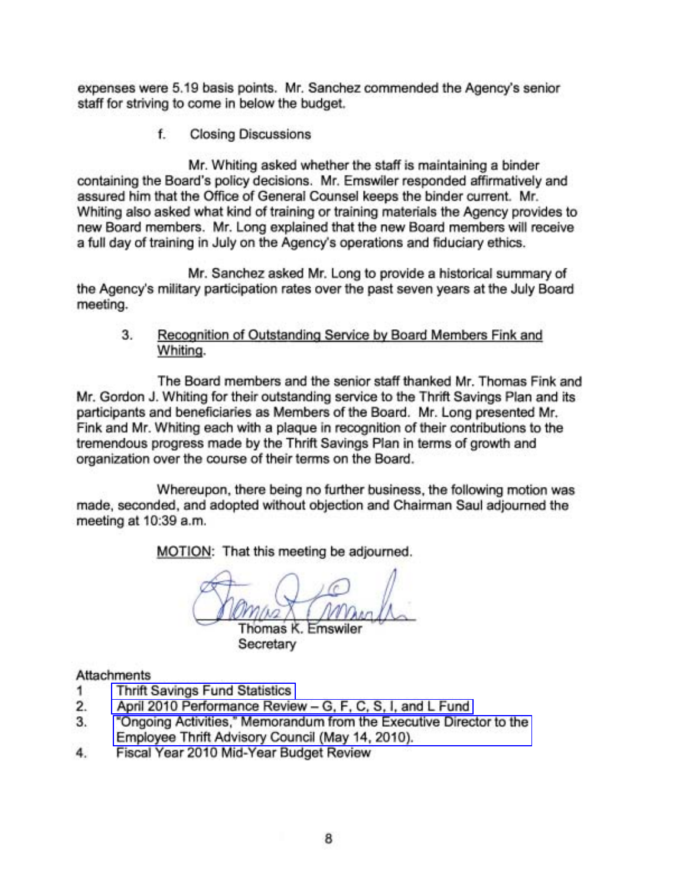expenses were 5.19 basis points. Mr. Sanchez commended the Agency's senior staff for striving to come in below the budget.

f. Closing Discussions

Mr. Whiting asked whether the staff is maintaining a binder containing the Board's policy decisions. Mr. Emswiler responded affirmatively and assured him that the Office of General Counsel keeps the binder current. Mr. Whiting also asked what kind of training or training materials the Agency provides to new Board members. Mr. Long explained that the new Board members will receive a full day of training in July on the Agency's operations and fiduciary ethics.

Mr. Sanchez asked Mr. Long to provide a historical summary of the Agency's military participation rates over the past seven years at the July Board meeting.

3. <u>Recognition of Outstanding Service by Board Members Fink and Whiting</u>.

The Board members and the senior staff thanked Mr. Thomas Fink and Mr. Gordon J. Whiting for their outstanding service to the Thrift Savings Plan and its participants and beneficiaries as Members of the Board. Mr. Long presented Mr. Fink and Mr. Whiting each with a plaque in recognition of their contributions to the tremendous progress made by the Thrift Savings Plan in terms of growth and organization over the course of their terms on the Board.

Whereupon, there being no further business, the following motion was made, seconded, and adopted without objection and Chairman Saul adjourned the meeting at 10:39 a.m.

<u>MOTION</u>: That this meeting be adjourned.

Thomas K. Emswiler
Secretary

Attachments
1. Thrift Savings Fund Statistics
2. April 2010 Performance Review – G, F, C, S, I, and L Fund
3. "Ongoing Activities," Memorandum from the Executive Director to the Employee Thrift Advisory Council (May 14, 2010).
4. Fiscal Year 2010 Mid-Year Budget Review